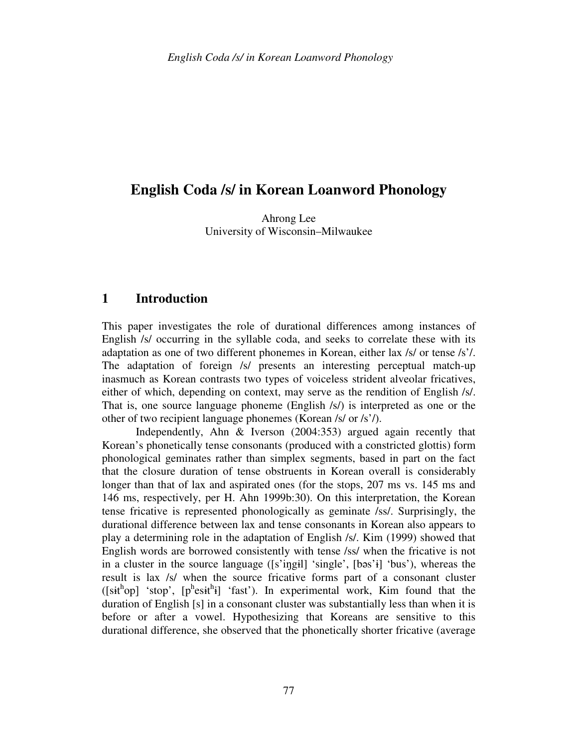# English Coda /s/ in Korean Loanword Phonology

Ahrong Lee
University of Wisconsin–Milwaukee

## 1 Introduction

This paper investigates the role of durational differences among instances of English /s/ occurring in the syllable coda, and seeks to correlate these with its adaptation as one of two different phonemes in Korean, either lax /s/ or tense /s'/. The adaptation of foreign /s/ presents an interesting perceptual match-up inasmuch as Korean contrasts two types of voiceless strident alveolar fricatives, either of which, depending on context, may serve as the rendition of English /s/. That is, one source language phoneme (English /s/) is interpreted as one or the other of two recipient language phonemes (Korean /s/ or /s'/).

Independently, Ahn & Iverson (2004:353) argued again recently that Korean's phonetically tense consonants (produced with a constricted glottis) form phonological geminates rather than simplex segments, based in part on the fact that the closure duration of tense obstruents in Korean overall is considerably longer than that of lax and aspirated ones (for the stops, 207 ms vs. 145 ms and 146 ms, respectively, per H. Ahn 1999b:30). On this interpretation, the Korean tense fricative is represented phonologically as geminate /ss/. Surprisingly, the durational difference between lax and tense consonants in Korean also appears to play a determining role in the adaptation of English /s/. Kim (1999) showed that English words are borrowed consistently with tense /ss/ when the fricative is not in a cluster in the source language ([s'iŋgɨl] 'single', [bəs'ɨ] 'bus'), whereas the result is lax /s/ when the source fricative forms part of a consonant cluster ([sɨtʰop] 'stop', [pʰesɨtʰɨ] 'fast'). In experimental work, Kim found that the duration of English [s] in a consonant cluster was substantially less than when it is before or after a vowel. Hypothesizing that Koreans are sensitive to this durational difference, she observed that the phonetically shorter fricative (average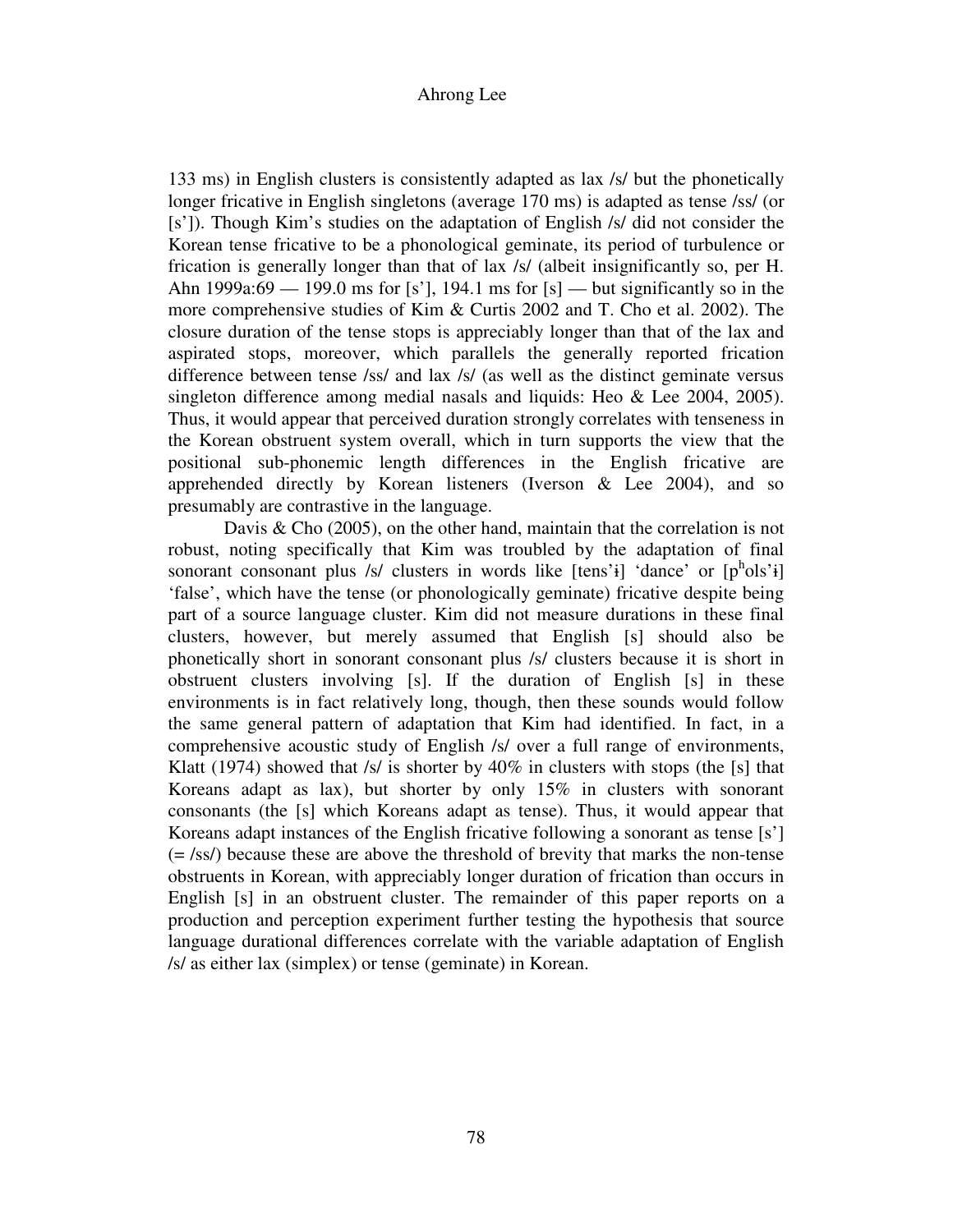133 ms) in English clusters is consistently adapted as lax /s/ but the phonetically longer fricative in English singletons (average 170 ms) is adapted as tense /ss/ (or [s']). Though Kim's studies on the adaptation of English /s/ did not consider the Korean tense fricative to be a phonological geminate, its period of turbulence or frication is generally longer than that of lax /s/ (albeit insignificantly so, per H. Ahn 1999a:69 — 199.0 ms for [s'], 194.1 ms for [s] — but significantly so in the more comprehensive studies of Kim & Curtis 2002 and T. Cho et al. 2002). The closure duration of the tense stops is appreciably longer than that of the lax and aspirated stops, moreover, which parallels the generally reported frication difference between tense /ss/ and lax /s/ (as well as the distinct geminate versus singleton difference among medial nasals and liquids: Heo & Lee 2004, 2005). Thus, it would appear that perceived duration strongly correlates with tenseness in the Korean obstruent system overall, which in turn supports the view that the positional sub-phonemic length differences in the English fricative are apprehended directly by Korean listeners (Iverson & Lee 2004), and so presumably are contrastive in the language.

Davis & Cho (2005), on the other hand, maintain that the correlation is not robust, noting specifically that Kim was troubled by the adaptation of final sonorant consonant plus /s/ clusters in words like [tens'ɨ] 'dance' or [p$^{h}$ols'ɨ] 'false', which have the tense (or phonologically geminate) fricative despite being part of a source language cluster. Kim did not measure durations in these final clusters, however, but merely assumed that English [s] should also be phonetically short in sonorant consonant plus /s/ clusters because it is short in obstruent clusters involving [s]. If the duration of English [s] in these environments is in fact relatively long, though, then these sounds would follow the same general pattern of adaptation that Kim had identified. In fact, in a comprehensive acoustic study of English /s/ over a full range of environments, Klatt (1974) showed that /s/ is shorter by 40% in clusters with stops (the [s] that Koreans adapt as lax), but shorter by only 15% in clusters with sonorant consonants (the [s] which Koreans adapt as tense). Thus, it would appear that Koreans adapt instances of the English fricative following a sonorant as tense [s'] (= /ss/) because these are above the threshold of brevity that marks the non-tense obstruents in Korean, with appreciably longer duration of frication than occurs in English [s] in an obstruent cluster. The remainder of this paper reports on a production and perception experiment further testing the hypothesis that source language durational differences correlate with the variable adaptation of English /s/ as either lax (simplex) or tense (geminate) in Korean.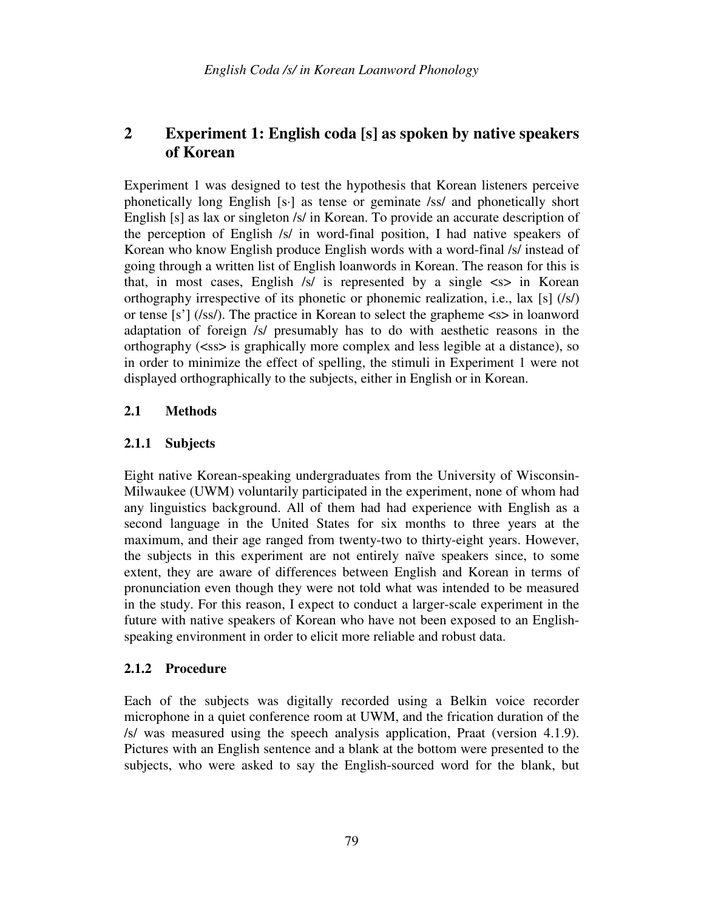## 2 Experiment 1: English coda [s] as spoken by native speakers of Korean

Experiment 1 was designed to test the hypothesis that Korean listeners perceive phonetically long English [s·] as tense or geminate /ss/ and phonetically short English [s] as lax or singleton /s/ in Korean. To provide an accurate description of the perception of English /s/ in word-final position, I had native speakers of Korean who know English produce English words with a word-final /s/ instead of going through a written list of English loanwords in Korean. The reason for this is that, in most cases, English /s/ is represented by a single <s> in Korean orthography irrespective of its phonetic or phonemic realization, i.e., lax [s] (/s/) or tense [s'] (/ss/). The practice in Korean to select the grapheme <s> in loanword adaptation of foreign /s/ presumably has to do with aesthetic reasons in the orthography (<ss> is graphically more complex and less legible at a distance), so in order to minimize the effect of spelling, the stimuli in Experiment 1 were not displayed orthographically to the subjects, either in English or in Korean.

### 2.1 Methods

#### 2.1.1 Subjects

Eight native Korean-speaking undergraduates from the University of Wisconsin-Milwaukee (UWM) voluntarily participated in the experiment, none of whom had any linguistics background. All of them had had experience with English as a second language in the United States for six months to three years at the maximum, and their age ranged from twenty-two to thirty-eight years. However, the subjects in this experiment are not entirely naïve speakers since, to some extent, they are aware of differences between English and Korean in terms of pronunciation even though they were not told what was intended to be measured in the study. For this reason, I expect to conduct a larger-scale experiment in the future with native speakers of Korean who have not been exposed to an English-speaking environment in order to elicit more reliable and robust data.

#### 2.1.2 Procedure

Each of the subjects was digitally recorded using a Belkin voice recorder microphone in a quiet conference room at UWM, and the frication duration of the /s/ was measured using the speech analysis application, Praat (version 4.1.9). Pictures with an English sentence and a blank at the bottom were presented to the subjects, who were asked to say the English-sourced word for the blank, but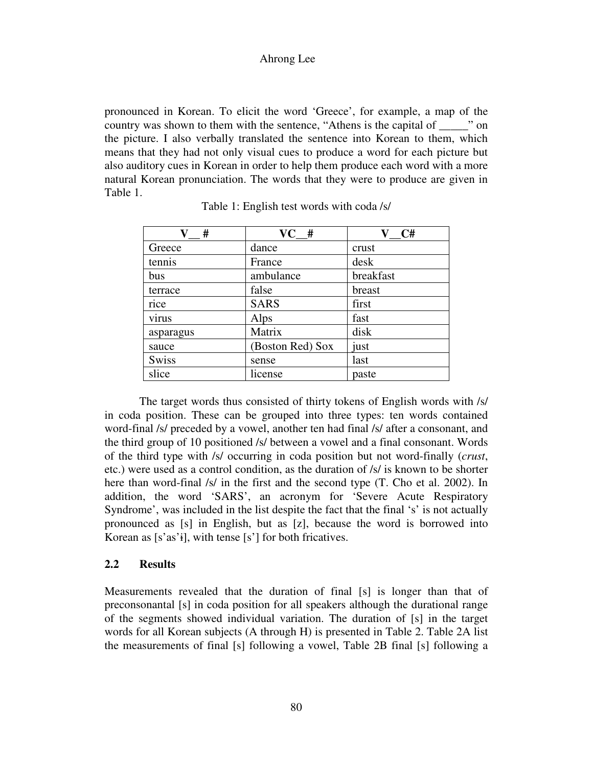pronounced in Korean. To elicit the word 'Greece', for example, a map of the country was shown to them with the sentence, "Athens is the capital of _____" on the picture. I also verbally translated the sentence into Korean to them, which means that they had not only visual cues to produce a word for each picture but also auditory cues in Korean in order to help them produce each word with a more natural Korean pronunciation. The words that they were to produce are given in Table 1.

Table 1: English test words with coda /s/

| V__# | VC__# | V__C# |
|---|---|---|
| Greece | dance | crust |
| tennis | France | desk |
| bus | ambulance | breakfast |
| terrace | false | breast |
| rice | SARS | first |
| virus | Alps | fast |
| asparagus | Matrix | disk |
| sauce | (Boston Red) Sox | just |
| Swiss | sense | last |
| slice | license | paste |

The target words thus consisted of thirty tokens of English words with /s/ in coda position. These can be grouped into three types: ten words contained word-final /s/ preceded by a vowel, another ten had final /s/ after a consonant, and the third group of 10 positioned /s/ between a vowel and a final consonant. Words of the third type with /s/ occurring in coda position but not word-finally (*crust*, etc.) were used as a control condition, as the duration of /s/ is known to be shorter here than word-final /s/ in the first and the second type (T. Cho et al. 2002). In addition, the word 'SARS', an acronym for 'Severe Acute Respiratory Syndrome', was included in the list despite the fact that the final 's' is not actually pronounced as [s] in English, but as [z], because the word is borrowed into Korean as [s'as'ɨ], with tense [s'] for both fricatives.

## 2.2 Results

Measurements revealed that the duration of final [s] is longer than that of preconsonantal [s] in coda position for all speakers although the durational range of the segments showed individual variation. The duration of [s] in the target words for all Korean subjects (A through H) is presented in Table 2. Table 2A list the measurements of final [s] following a vowel, Table 2B final [s] following a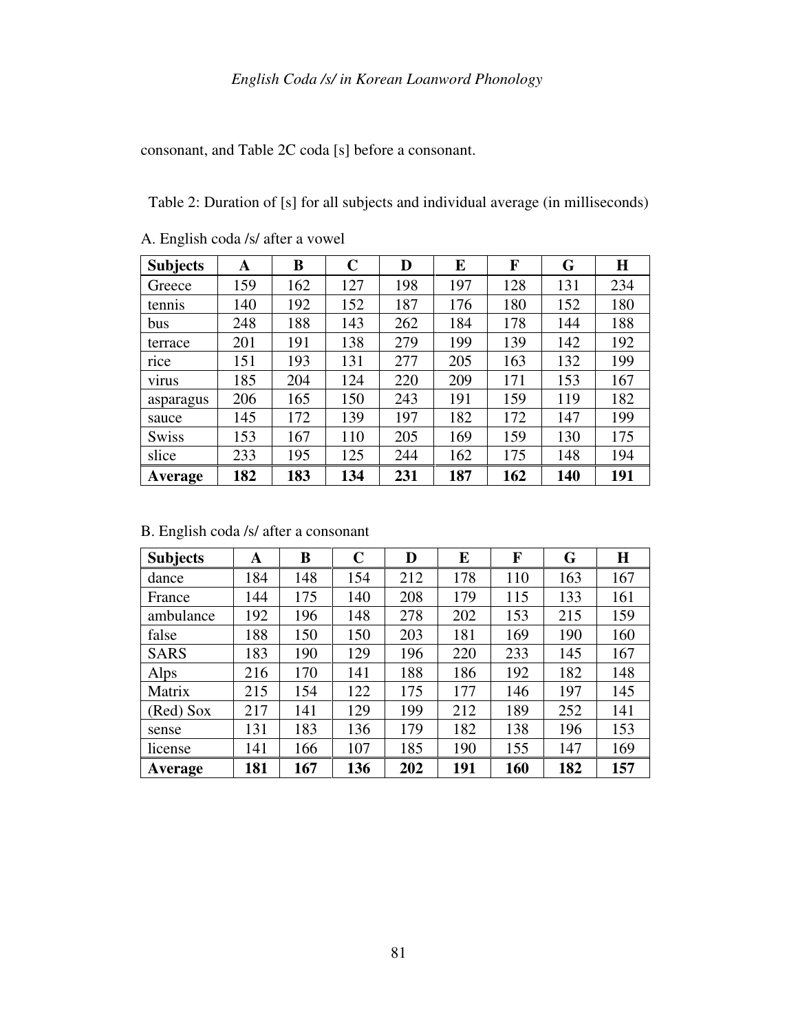consonant, and Table 2C coda [s] before a consonant.

Table 2: Duration of [s] for all subjects and individual average (in milliseconds)

A. English coda /s/ after a vowel

| Subjects | A | B | C | D | E | F | G | H |
|---|---|---|---|---|---|---|---|---|
| Greece | 159 | 162 | 127 | 198 | 197 | 128 | 131 | 234 |
| tennis | 140 | 192 | 152 | 187 | 176 | 180 | 152 | 180 |
| bus | 248 | 188 | 143 | 262 | 184 | 178 | 144 | 188 |
| terrace | 201 | 191 | 138 | 279 | 199 | 139 | 142 | 192 |
| rice | 151 | 193 | 131 | 277 | 205 | 163 | 132 | 199 |
| virus | 185 | 204 | 124 | 220 | 209 | 171 | 153 | 167 |
| asparagus | 206 | 165 | 150 | 243 | 191 | 159 | 119 | 182 |
| sauce | 145 | 172 | 139 | 197 | 182 | 172 | 147 | 199 |
| Swiss | 153 | 167 | 110 | 205 | 169 | 159 | 130 | 175 |
| slice | 233 | 195 | 125 | 244 | 162 | 175 | 148 | 194 |
| **Average** | **182** | **183** | **134** | **231** | **187** | **162** | **140** | **191** |

B. English coda /s/ after a consonant

| Subjects | A | B | C | D | E | F | G | H |
|---|---|---|---|---|---|---|---|---|
| dance | 184 | 148 | 154 | 212 | 178 | 110 | 163 | 167 |
| France | 144 | 175 | 140 | 208 | 179 | 115 | 133 | 161 |
| ambulance | 192 | 196 | 148 | 278 | 202 | 153 | 215 | 159 |
| false | 188 | 150 | 150 | 203 | 181 | 169 | 190 | 160 |
| SARS | 183 | 190 | 129 | 196 | 220 | 233 | 145 | 167 |
| Alps | 216 | 170 | 141 | 188 | 186 | 192 | 182 | 148 |
| Matrix | 215 | 154 | 122 | 175 | 177 | 146 | 197 | 145 |
| (Red) Sox | 217 | 141 | 129 | 199 | 212 | 189 | 252 | 141 |
| sense | 131 | 183 | 136 | 179 | 182 | 138 | 196 | 153 |
| license | 141 | 166 | 107 | 185 | 190 | 155 | 147 | 169 |
| **Average** | **181** | **167** | **136** | **202** | **191** | **160** | **182** | **157** |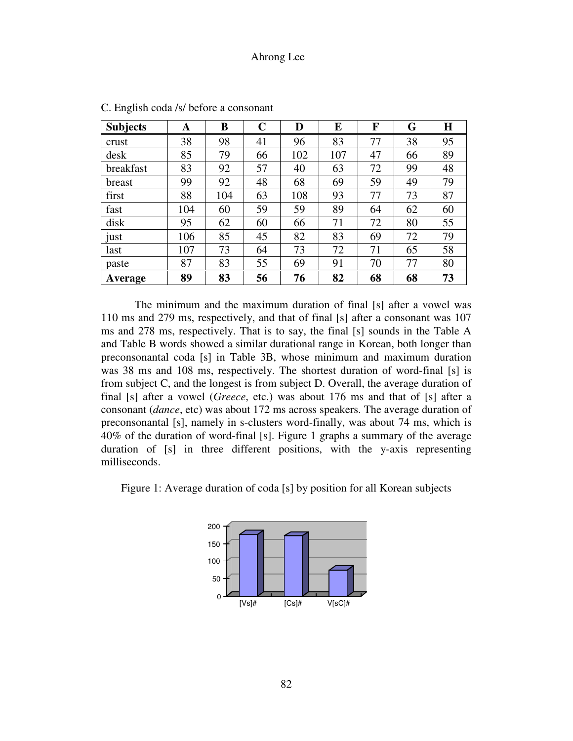C. English coda /s/ before a consonant

| Subjects | A | B | C | D | E | F | G | H |
|---|---|---|---|---|---|---|---|---|
| crust | 38 | 98 | 41 | 96 | 83 | 77 | 38 | 95 |
| desk | 85 | 79 | 66 | 102 | 107 | 47 | 66 | 89 |
| breakfast | 83 | 92 | 57 | 40 | 63 | 72 | 99 | 48 |
| breast | 99 | 92 | 48 | 68 | 69 | 59 | 49 | 79 |
| first | 88 | 104 | 63 | 108 | 93 | 77 | 73 | 87 |
| fast | 104 | 60 | 59 | 59 | 89 | 64 | 62 | 60 |
| disk | 95 | 62 | 60 | 66 | 71 | 72 | 80 | 55 |
| just | 106 | 85 | 45 | 82 | 83 | 69 | 72 | 79 |
| last | 107 | 73 | 64 | 73 | 72 | 71 | 65 | 58 |
| paste | 87 | 83 | 55 | 69 | 91 | 70 | 77 | 80 |
| **Average** | **89** | **83** | **56** | **76** | **82** | **68** | **68** | **73** |

The minimum and the maximum duration of final [s] after a vowel was 110 ms and 279 ms, respectively, and that of final [s] after a consonant was 107 ms and 278 ms, respectively. That is to say, the final [s] sounds in the Table A and Table B words showed a similar durational range in Korean, both longer than preconsonantal coda [s] in Table 3B, whose minimum and maximum duration was 38 ms and 108 ms, respectively. The shortest duration of word-final [s] is from subject C, and the longest is from subject D. Overall, the average duration of final [s] after a vowel (*Greece*, etc.) was about 176 ms and that of [s] after a consonant (*dance*, etc) was about 172 ms across speakers. The average duration of preconsonantal [s], namely in s-clusters word-finally, was about 74 ms, which is 40% of the duration of word-final [s]. Figure 1 graphs a summary of the average duration of [s] in three different positions, with the y-axis representing milliseconds.

Figure 1: Average duration of coda [s] by position for all Korean subjects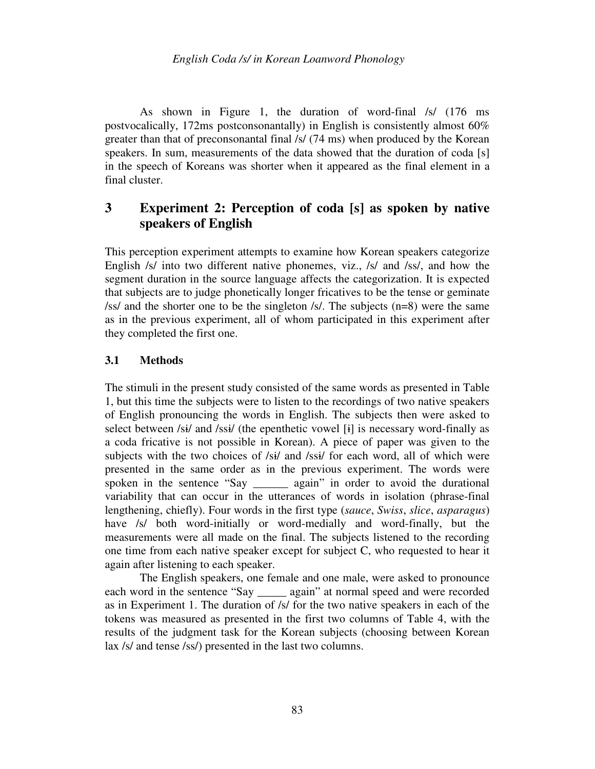As shown in Figure 1, the duration of word-final /s/ (176 ms postvocalically, 172ms postconsonantally) in English is consistently almost 60% greater than that of preconsonantal final /s/ (74 ms) when produced by the Korean speakers. In sum, measurements of the data showed that the duration of coda [s] in the speech of Koreans was shorter when it appeared as the final element in a final cluster.

## 3 Experiment 2: Perception of coda [s] as spoken by native speakers of English

This perception experiment attempts to examine how Korean speakers categorize English /s/ into two different native phonemes, viz., /s/ and /ss/, and how the segment duration in the source language affects the categorization. It is expected that subjects are to judge phonetically longer fricatives to be the tense or geminate /ss/ and the shorter one to be the singleton /s/. The subjects (n=8) were the same as in the previous experiment, all of whom participated in this experiment after they completed the first one.

### 3.1 Methods

The stimuli in the present study consisted of the same words as presented in Table 1, but this time the subjects were to listen to the recordings of two native speakers of English pronouncing the words in English. The subjects then were asked to select between /sɨ/ and /ssɨ/ (the epenthetic vowel [ɨ] is necessary word-finally as a coda fricative is not possible in Korean). A piece of paper was given to the subjects with the two choices of /sɨ/ and /ssɨ/ for each word, all of which were presented in the same order as in the previous experiment. The words were spoken in the sentence "Say ______ again" in order to avoid the durational variability that can occur in the utterances of words in isolation (phrase-final lengthening, chiefly). Four words in the first type (*sauce*, *Swiss*, *slice*, *asparagus*) have /s/ both word-initially or word-medially and word-finally, but the measurements were all made on the final. The subjects listened to the recording one time from each native speaker except for subject C, who requested to hear it again after listening to each speaker.

The English speakers, one female and one male, were asked to pronounce each word in the sentence "Say _____ again" at normal speed and were recorded as in Experiment 1. The duration of /s/ for the two native speakers in each of the tokens was measured as presented in the first two columns of Table 4, with the results of the judgment task for the Korean subjects (choosing between Korean lax /s/ and tense /ss/) presented in the last two columns.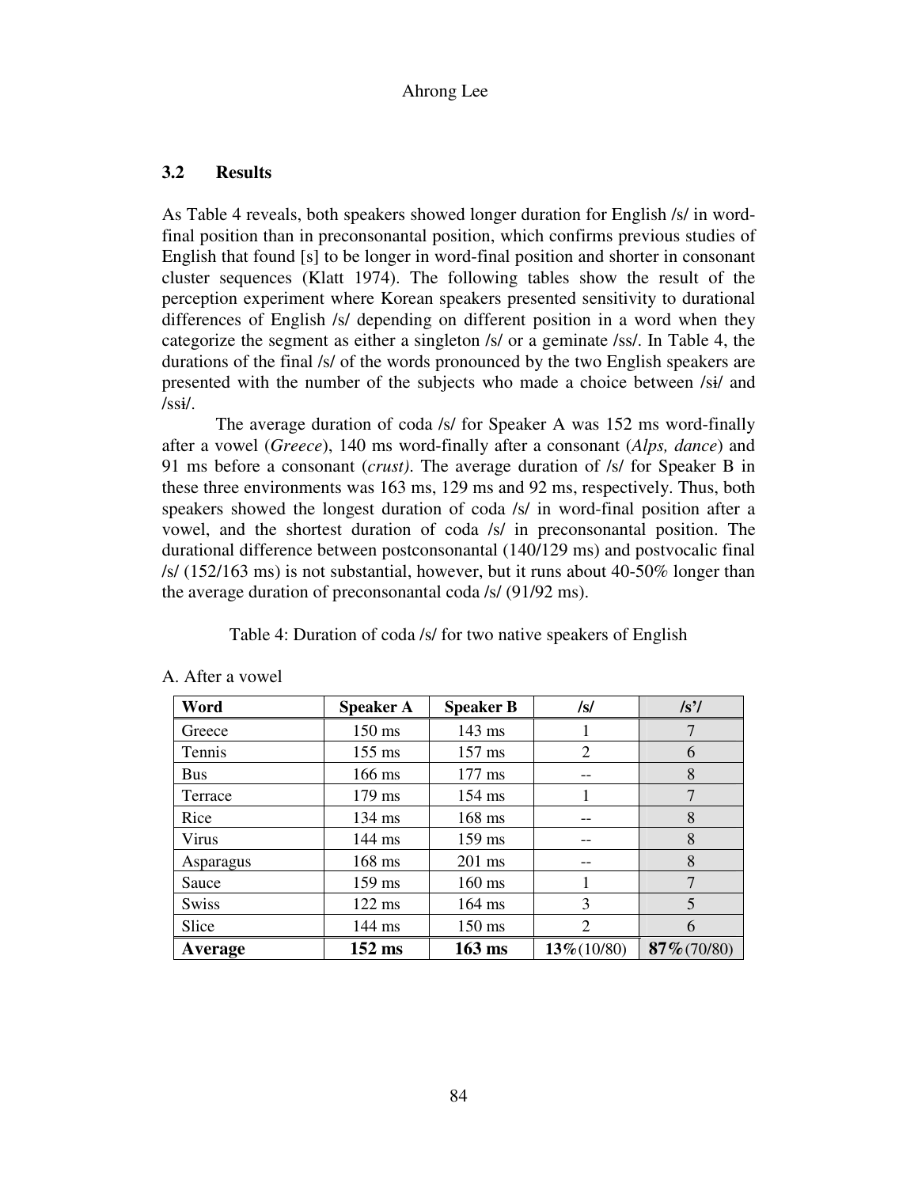### 3.2 Results

As Table 4 reveals, both speakers showed longer duration for English /s/ in word-final position than in preconsonantal position, which confirms previous studies of English that found [s] to be longer in word-final position and shorter in consonant cluster sequences (Klatt 1974). The following tables show the result of the perception experiment where Korean speakers presented sensitivity to durational differences of English /s/ depending on different position in a word when they categorize the segment as either a singleton /s/ or a geminate /ss/. In Table 4, the durations of the final /s/ of the words pronounced by the two English speakers are presented with the number of the subjects who made a choice between /sɨ/ and /ssɨ/.

The average duration of coda /s/ for Speaker A was 152 ms word-finally after a vowel (*Greece*), 140 ms word-finally after a consonant (*Alps, dance*) and 91 ms before a consonant (*crust)*. The average duration of /s/ for Speaker B in these three environments was 163 ms, 129 ms and 92 ms, respectively. Thus, both speakers showed the longest duration of coda /s/ in word-final position after a vowel, and the shortest duration of coda /s/ in preconsonantal position. The durational difference between postconsonantal (140/129 ms) and postvocalic final /s/ (152/163 ms) is not substantial, however, but it runs about 40-50% longer than the average duration of preconsonantal coda /s/ (91/92 ms).

Table 4: Duration of coda /s/ for two native speakers of English

A. After a vowel

| Word | Speaker A | Speaker B | /s/ | /s'/ |
|---|---|---|---|---|
| Greece | 150 ms | 143 ms | 1 | 7 |
| Tennis | 155 ms | 157 ms | 2 | 6 |
| Bus | 166 ms | 177 ms | -- | 8 |
| Terrace | 179 ms | 154 ms | 1 | 7 |
| Rice | 134 ms | 168 ms | -- | 8 |
| Virus | 144 ms | 159 ms | -- | 8 |
| Asparagus | 168 ms | 201 ms | -- | 8 |
| Sauce | 159 ms | 160 ms | 1 | 7 |
| Swiss | 122 ms | 164 ms | 3 | 5 |
| Slice | 144 ms | 150 ms | 2 | 6 |
| **Average** | **152 ms** | **163 ms** | **13%**(10/80) | **87%**(70/80) |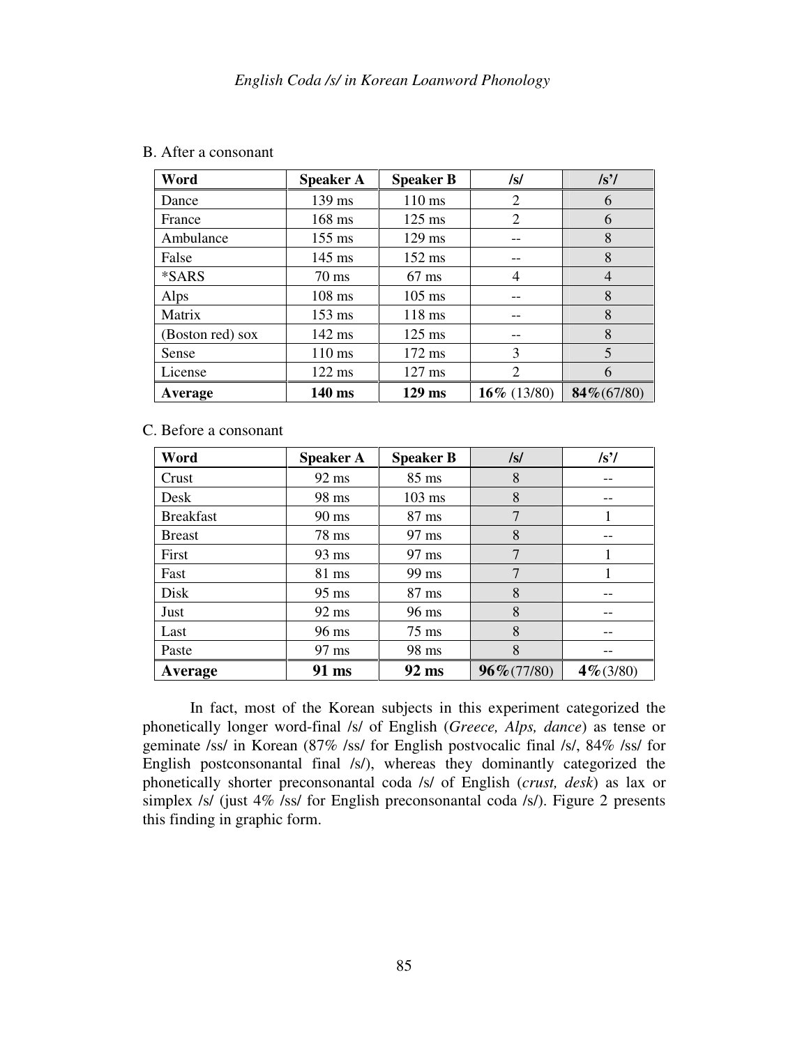B. After a consonant

| Word | Speaker A | Speaker B | /s/ | /s'/ |
|---|---|---|---|---|
| Dance | 139 ms | 110 ms | 2 | 6 |
| France | 168 ms | 125 ms | 2 | 6 |
| Ambulance | 155 ms | 129 ms | -- | 8 |
| False | 145 ms | 152 ms | -- | 8 |
| *SARS | 70 ms | 67 ms | 4 | 4 |
| Alps | 108 ms | 105 ms | -- | 8 |
| Matrix | 153 ms | 118 ms | -- | 8 |
| (Boston red) sox | 142 ms | 125 ms | -- | 8 |
| Sense | 110 ms | 172 ms | 3 | 5 |
| License | 122 ms | 127 ms | 2 | 6 |
| **Average** | **140 ms** | **129 ms** | **16%** (13/80) | **84%**(67/80) |

C. Before a consonant

| Word | Speaker A | Speaker B | /s/ | /s'/ |
|---|---|---|---|---|
| Crust | 92 ms | 85 ms | 8 | -- |
| Desk | 98 ms | 103 ms | 8 | -- |
| Breakfast | 90 ms | 87 ms | 7 | 1 |
| Breast | 78 ms | 97 ms | 8 | -- |
| First | 93 ms | 97 ms | 7 | 1 |
| Fast | 81 ms | 99 ms | 7 | 1 |
| Disk | 95 ms | 87 ms | 8 | -- |
| Just | 92 ms | 96 ms | 8 | -- |
| Last | 96 ms | 75 ms | 8 | -- |
| Paste | 97 ms | 98 ms | 8 | -- |
| **Average** | **91 ms** | **92 ms** | **96%**(77/80) | **4%**(3/80) |

In fact, most of the Korean subjects in this experiment categorized the phonetically longer word-final /s/ of English (*Greece, Alps, dance*) as tense or geminate /ss/ in Korean (87% /ss/ for English postvocalic final /s/, 84% /ss/ for English postconsonantal final /s/), whereas they dominantly categorized the phonetically shorter preconsonantal coda /s/ of English (*crust, desk*) as lax or simplex /s/ (just 4% /ss/ for English preconsonantal coda /s/). Figure 2 presents this finding in graphic form.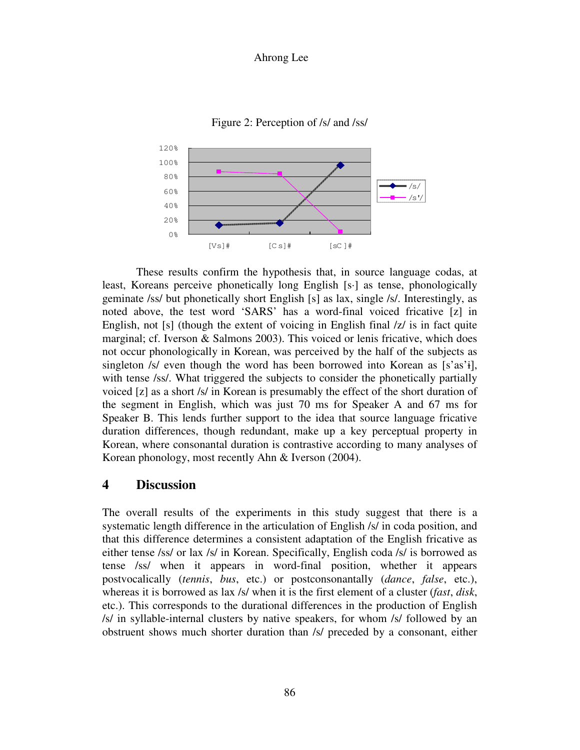Figure 2: Perception of /s/ and /ss/

These results confirm the hypothesis that, in source language codas, at least, Koreans perceive phonetically long English [s·] as tense, phonologically geminate /ss/ but phonetically short English [s] as lax, single /s/. Interestingly, as noted above, the test word 'SARS' has a word-final voiced fricative [z] in English, not [s] (though the extent of voicing in English final /z/ is in fact quite marginal; cf. Iverson & Salmons 2003). This voiced or lenis fricative, which does not occur phonologically in Korean, was perceived by the half of the subjects as singleton /s/ even though the word has been borrowed into Korean as [s'as'ɨ], with tense /ss/. What triggered the subjects to consider the phonetically partially voiced [z] as a short /s/ in Korean is presumably the effect of the short duration of the segment in English, which was just 70 ms for Speaker A and 67 ms for Speaker B. This lends further support to the idea that source language fricative duration differences, though redundant, make up a key perceptual property in Korean, where consonantal duration is contrastive according to many analyses of Korean phonology, most recently Ahn & Iverson (2004).

## 4 Discussion

The overall results of the experiments in this study suggest that there is a systematic length difference in the articulation of English /s/ in coda position, and that this difference determines a consistent adaptation of the English fricative as either tense /ss/ or lax /s/ in Korean. Specifically, English coda /s/ is borrowed as tense /ss/ when it appears in word-final position, whether it appears postvocalically (*tennis*, *bus*, etc.) or postconsonantally (*dance*, *false*, etc.), whereas it is borrowed as lax /s/ when it is the first element of a cluster (*fast*, *disk*, etc.). This corresponds to the durational differences in the production of English /s/ in syllable-internal clusters by native speakers, for whom /s/ followed by an obstruent shows much shorter duration than /s/ preceded by a consonant, either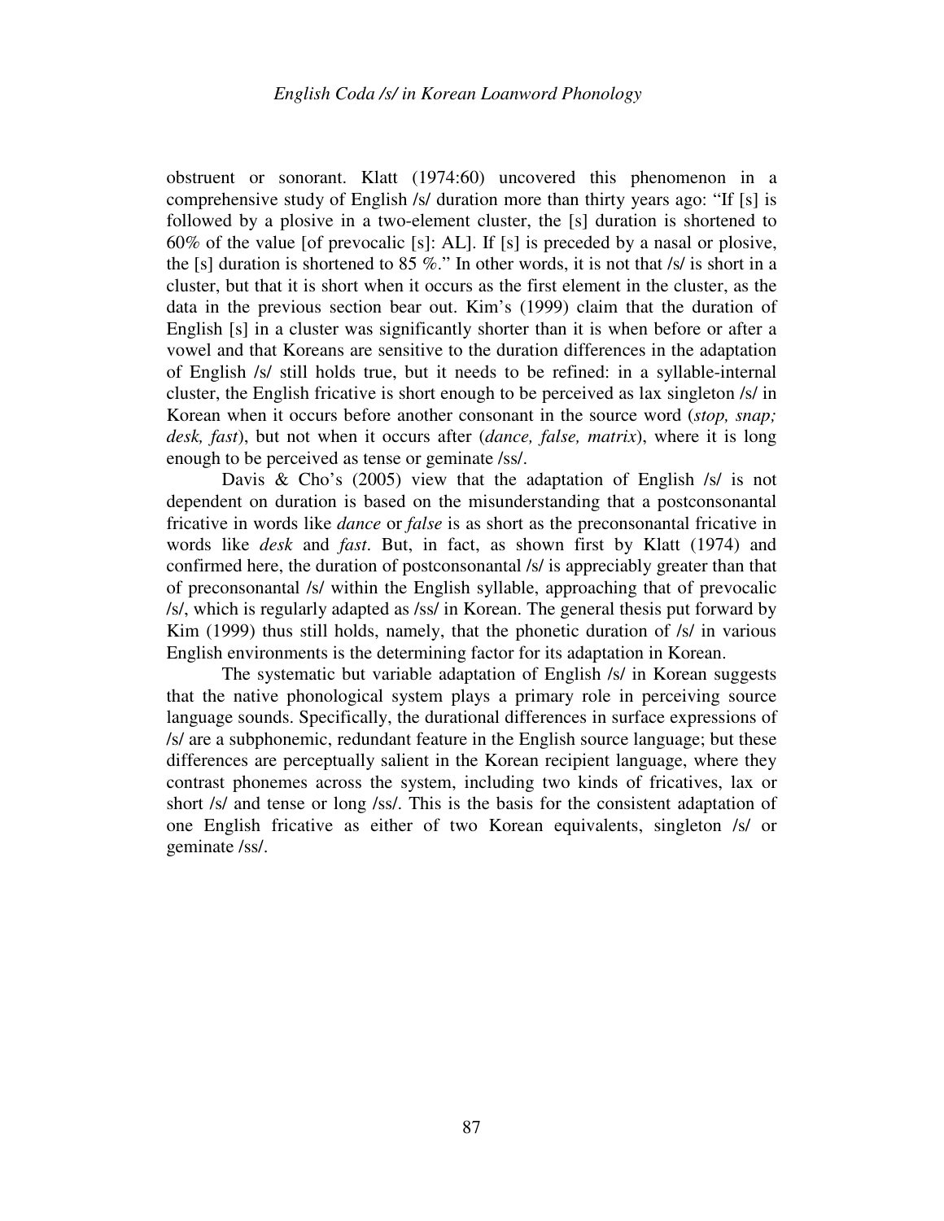obstruent or sonorant. Klatt (1974:60) uncovered this phenomenon in a comprehensive study of English /s/ duration more than thirty years ago: "If [s] is followed by a plosive in a two-element cluster, the [s] duration is shortened to 60% of the value [of prevocalic [s]: AL]. If [s] is preceded by a nasal or plosive, the [s] duration is shortened to 85 %." In other words, it is not that /s/ is short in a cluster, but that it is short when it occurs as the first element in the cluster, as the data in the previous section bear out. Kim's (1999) claim that the duration of English [s] in a cluster was significantly shorter than it is when before or after a vowel and that Koreans are sensitive to the duration differences in the adaptation of English /s/ still holds true, but it needs to be refined: in a syllable-internal cluster, the English fricative is short enough to be perceived as lax singleton /s/ in Korean when it occurs before another consonant in the source word (*stop, snap; desk, fast*), but not when it occurs after (*dance, false, matrix*), where it is long enough to be perceived as tense or geminate /ss/.

Davis & Cho's (2005) view that the adaptation of English /s/ is not dependent on duration is based on the misunderstanding that a postconsonantal fricative in words like *dance* or *false* is as short as the preconsonantal fricative in words like *desk* and *fast*. But, in fact, as shown first by Klatt (1974) and confirmed here, the duration of postconsonantal /s/ is appreciably greater than that of preconsonantal /s/ within the English syllable, approaching that of prevocalic /s/, which is regularly adapted as /ss/ in Korean. The general thesis put forward by Kim (1999) thus still holds, namely, that the phonetic duration of /s/ in various English environments is the determining factor for its adaptation in Korean.

The systematic but variable adaptation of English /s/ in Korean suggests that the native phonological system plays a primary role in perceiving source language sounds. Specifically, the durational differences in surface expressions of /s/ are a subphonemic, redundant feature in the English source language; but these differences are perceptually salient in the Korean recipient language, where they contrast phonemes across the system, including two kinds of fricatives, lax or short /s/ and tense or long /ss/. This is the basis for the consistent adaptation of one English fricative as either of two Korean equivalents, singleton /s/ or geminate /ss/.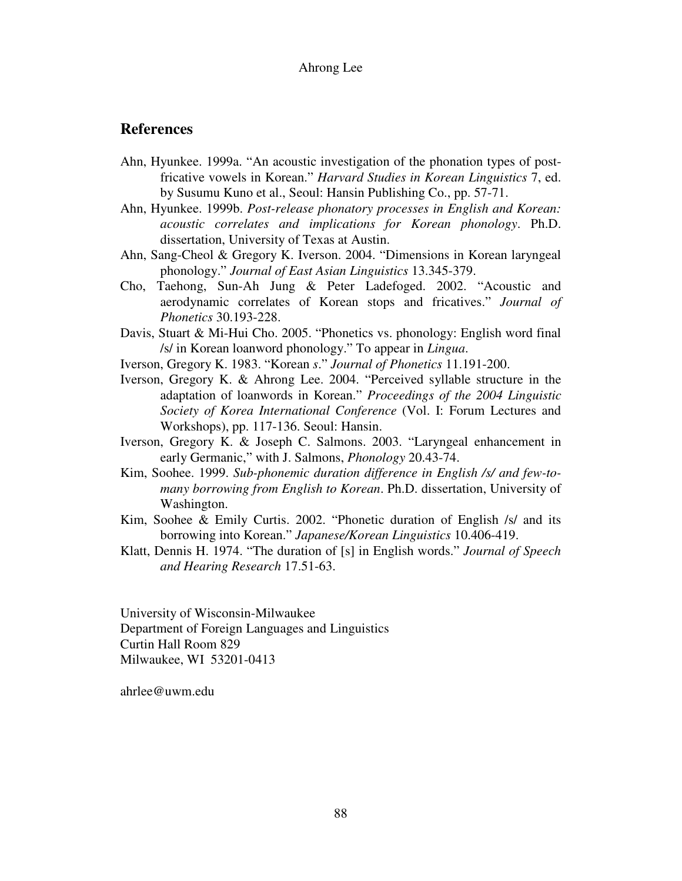## References

Ahn, Hyunkee. 1999a. "An acoustic investigation of the phonation types of post-fricative vowels in Korean." *Harvard Studies in Korean Linguistics* 7, ed. by Susumu Kuno et al., Seoul: Hansin Publishing Co., pp. 57-71.

Ahn, Hyunkee. 1999b. *Post-release phonatory processes in English and Korean: acoustic correlates and implications for Korean phonology*. Ph.D. dissertation, University of Texas at Austin.

Ahn, Sang-Cheol & Gregory K. Iverson. 2004. "Dimensions in Korean laryngeal phonology." *Journal of East Asian Linguistics* 13.345-379.

Cho, Taehong, Sun-Ah Jung & Peter Ladefoged. 2002. "Acoustic and aerodynamic correlates of Korean stops and fricatives." *Journal of Phonetics* 30.193-228.

Davis, Stuart & Mi-Hui Cho. 2005. "Phonetics vs. phonology: English word final /s/ in Korean loanword phonology." To appear in *Lingua*.

Iverson, Gregory K. 1983. "Korean *s*." *Journal of Phonetics* 11.191-200.

Iverson, Gregory K. & Ahrong Lee. 2004. "Perceived syllable structure in the adaptation of loanwords in Korean." *Proceedings of the 2004 Linguistic Society of Korea International Conference* (Vol. I: Forum Lectures and Workshops), pp. 117-136. Seoul: Hansin.

Iverson, Gregory K. & Joseph C. Salmons. 2003. "Laryngeal enhancement in early Germanic," with J. Salmons, *Phonology* 20.43-74.

Kim, Soohee. 1999. *Sub-phonemic duration difference in English /s/ and few-to-many borrowing from English to Korean*. Ph.D. dissertation, University of Washington.

Kim, Soohee & Emily Curtis. 2002. "Phonetic duration of English /s/ and its borrowing into Korean." *Japanese/Korean Linguistics* 10.406-419.

Klatt, Dennis H. 1974. "The duration of [s] in English words." *Journal of Speech and Hearing Research* 17.51-63.

University of Wisconsin-Milwaukee
Department of Foreign Languages and Linguistics
Curtin Hall Room 829
Milwaukee, WI 53201-0413

ahrlee@uwm.edu